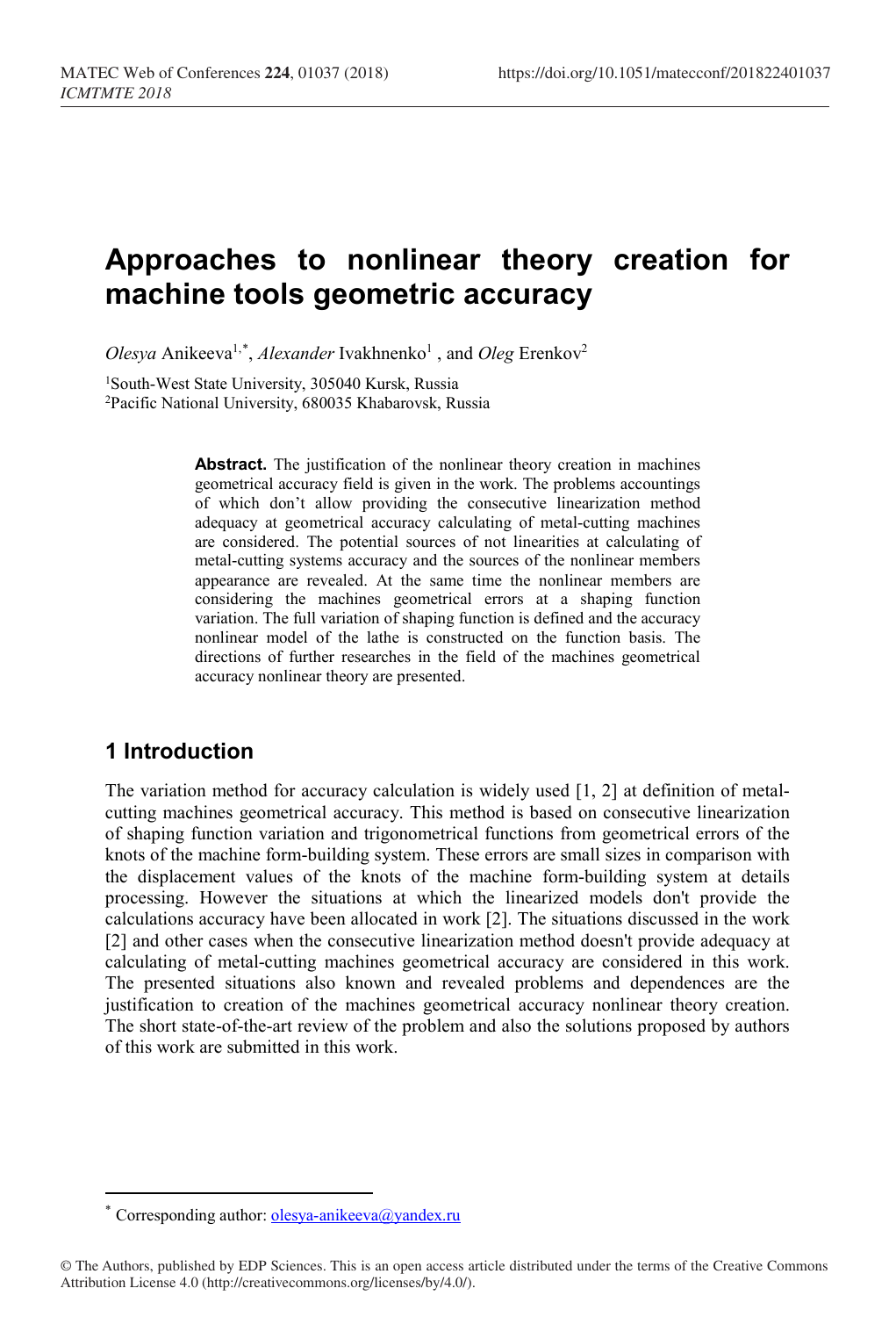# Approaches to nonlinear theory creation for machine tools geometric accuracy

*Olesya* Anikeeva[1,*], *Alexander* Ivakhnenko[1] , and *Oleg* Erenkov[2]

[1]South-West State University, 305040 Kursk, Russia
[2]Pacific National University, 680035 Khabarovsk, Russia

**Abstract.** The justification of the nonlinear theory creation in machines geometrical accuracy field is given in the work. The problems accountings of which don't allow providing the consecutive linearization method adequacy at geometrical accuracy calculating of metal-cutting machines are considered. The potential sources of not linearities at calculating of metal-cutting systems accuracy and the sources of the nonlinear members appearance are revealed. At the same time the nonlinear members are considering the machines geometrical errors at a shaping function variation. The full variation of shaping function is defined and the accuracy nonlinear model of the lathe is constructed on the function basis. The directions of further researches in the field of the machines geometrical accuracy nonlinear theory are presented.

## 1 Introduction

The variation method for accuracy calculation is widely used [1, 2] at definition of metal-cutting machines geometrical accuracy. This method is based on consecutive linearization of shaping function variation and trigonometrical functions from geometrical errors of the knots of the machine form-building system. These errors are small sizes in comparison with the displacement values of the knots of the machine form-building system at details processing. However the situations at which the linearized models don't provide the calculations accuracy have been allocated in work [2]. The situations discussed in the work [2] and other cases when the consecutive linearization method doesn't provide adequacy at calculating of metal-cutting machines geometrical accuracy are considered in this work. The presented situations also known and revealed problems and dependences are the justification to creation of the machines geometrical accuracy nonlinear theory creation. The short state-of-the-art review of the problem and also the solutions proposed by authors of this work are submitted in this work.

[*] Corresponding author: olesya-anikeeva@yandex.ru

© The Authors, published by EDP Sciences. This is an open access article distributed under the terms of the Creative Commons Attribution License 4.0 (http://creativecommons.org/licenses/by/4.0/).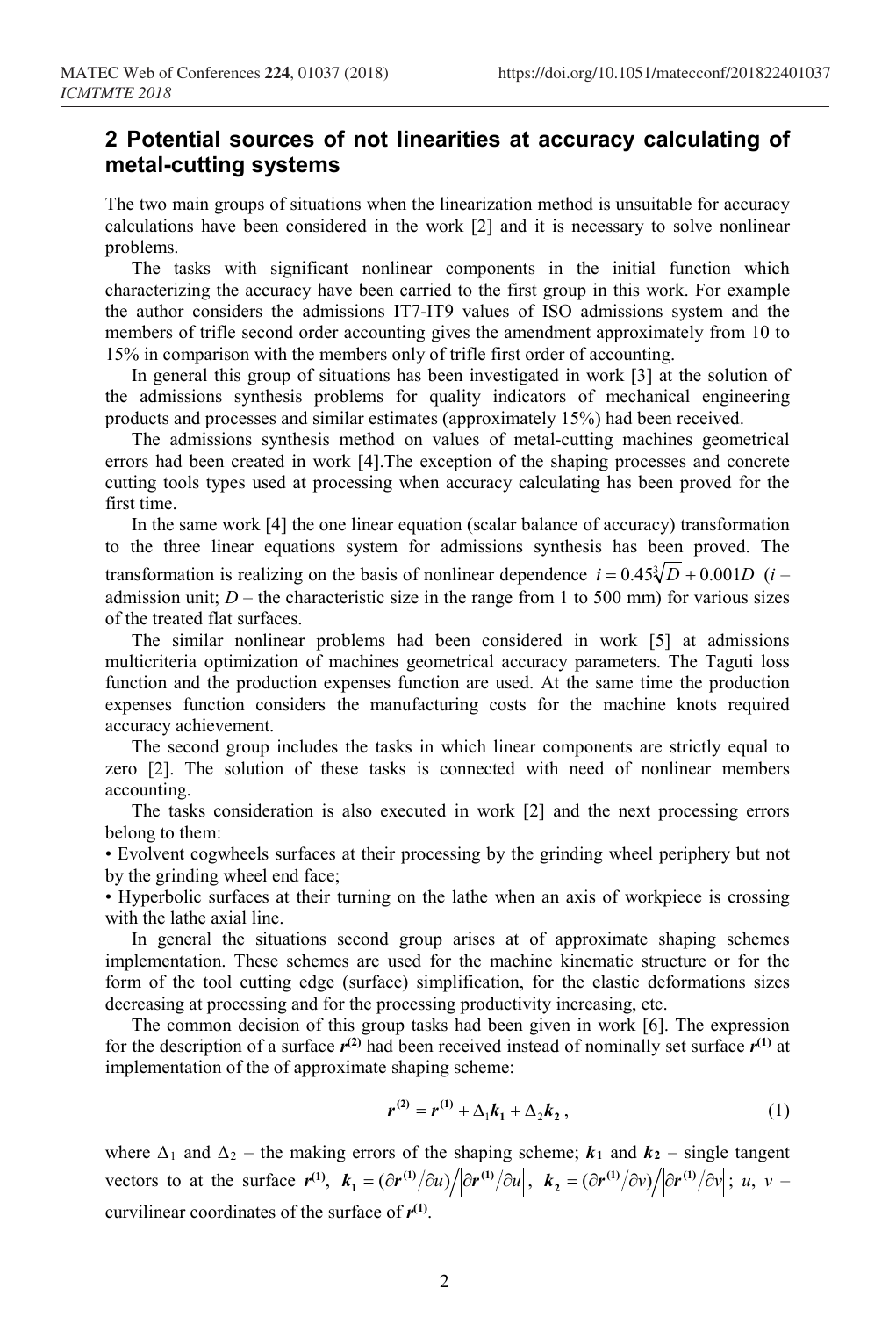## 2 Potential sources of not linearities at accuracy calculating of metal-cutting systems

The two main groups of situations when the linearization method is unsuitable for accuracy calculations have been considered in the work [2] and it is necessary to solve nonlinear problems.

The tasks with significant nonlinear components in the initial function which characterizing the accuracy have been carried to the first group in this work. For example the author considers the admissions IT7-IT9 values of ISO admissions system and the members of trifle second order accounting gives the amendment approximately from 10 to 15% in comparison with the members only of trifle first order of accounting.

In general this group of situations has been investigated in work [3] at the solution of the admissions synthesis problems for quality indicators of mechanical engineering products and processes and similar estimates (approximately 15%) had been received.

The admissions synthesis method on values of metal-cutting machines geometrical errors had been created in work [4].The exception of the shaping processes and concrete cutting tools types used at processing when accuracy calculating has been proved for the first time.

In the same work [4] the one linear equation (scalar balance of accuracy) transformation to the three linear equations system for admissions synthesis has been proved. The transformation is realizing on the basis of nonlinear dependence $i = 0.45\sqrt[3]{D} + 0.001D$ ($i$ – admission unit; $D$ – the characteristic size in the range from 1 to 500 mm) for various sizes of the treated flat surfaces.

The similar nonlinear problems had been considered in work [5] at admissions multicriteria optimization of machines geometrical accuracy parameters. The Taguti loss function and the production expenses function are used. At the same time the production expenses function considers the manufacturing costs for the machine knots required accuracy achievement.

The second group includes the tasks in which linear components are strictly equal to zero [2]. The solution of these tasks is connected with need of nonlinear members accounting.

The tasks consideration is also executed in work [2] and the next processing errors belong to them:

- Evolvent cogwheels surfaces at their processing by the grinding wheel periphery but not by the grinding wheel end face;
- Hyperbolic surfaces at their turning on the lathe when an axis of workpiece is crossing with the lathe axial line.

In general the situations second group arises at of approximate shaping schemes implementation. These schemes are used for the machine kinematic structure or for the form of the tool cutting edge (surface) simplification, for the elastic deformations sizes decreasing at processing and for the processing productivity increasing, etc.

The common decision of this group tasks had been given in work [6]. The expression for the description of a surface $\boldsymbol{r}^{(2)}$ had been received instead of nominally set surface $\boldsymbol{r}^{(1)}$ at implementation of the of approximate shaping scheme:

$$\boldsymbol{r}^{(2)} = \boldsymbol{r}^{(1)} + \Delta_1 \boldsymbol{k}_1 + \Delta_2 \boldsymbol{k}_2 , \tag{1}$$

where $\Delta_1$ and $\Delta_2$ – the making errors of the shaping scheme; $\boldsymbol{k}_1$ and $\boldsymbol{k}_2$ – single tangent vectors to at the surface $\boldsymbol{r}^{(1)}$, $\boldsymbol{k}_1 = (\partial \boldsymbol{r}^{(1)} / \partial u) \Big/ \left| \partial \boldsymbol{r}^{(1)} / \partial u \right|$, $\boldsymbol{k}_2 = (\partial \boldsymbol{r}^{(1)} / \partial v) \Big/ \left| \partial \boldsymbol{r}^{(1)} / \partial v \right|$; $u$, $v$ – curvilinear coordinates of the surface of $\boldsymbol{r}^{(1)}$.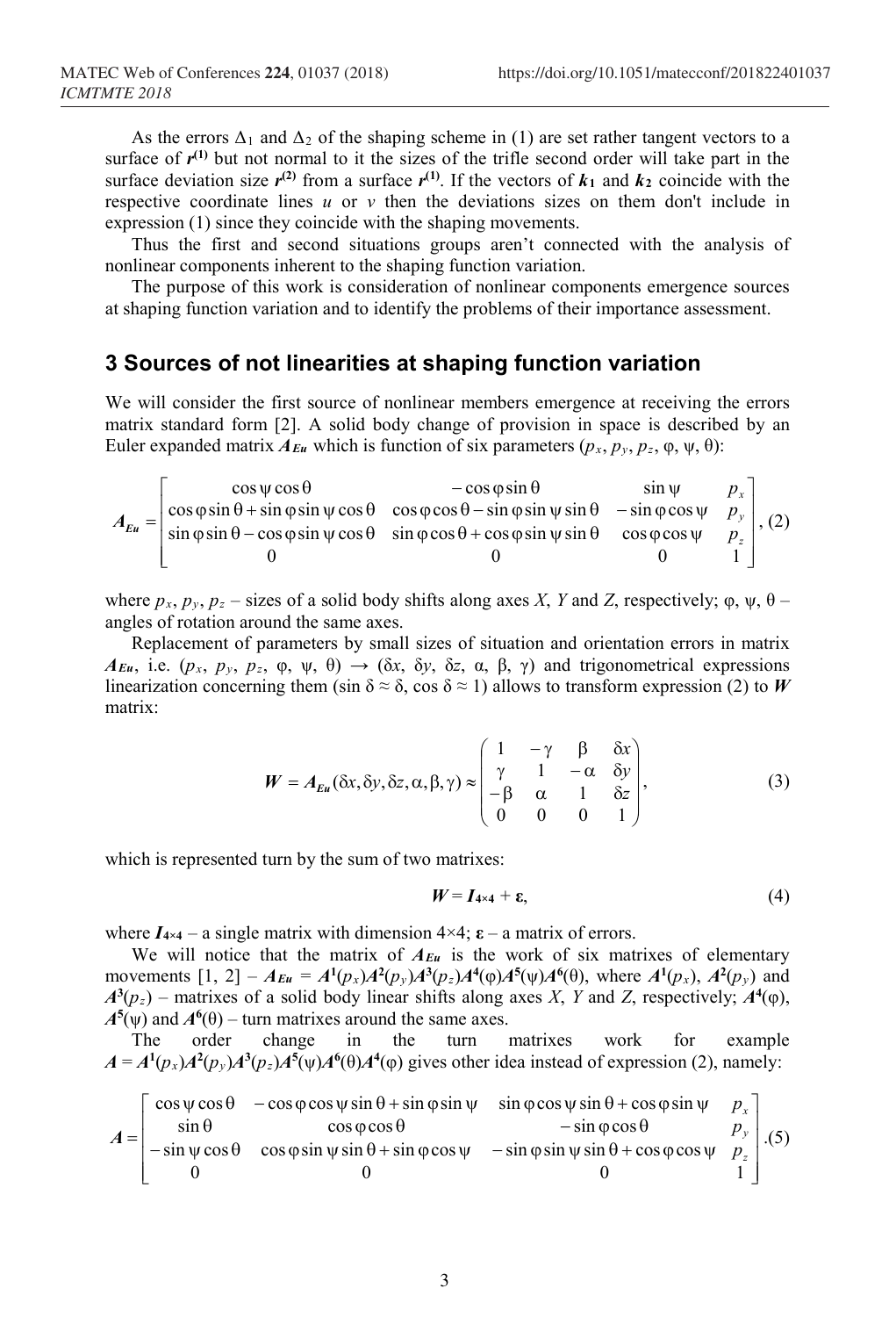As the errors $\Delta_1$ and $\Delta_2$ of the shaping scheme in (1) are set rather tangent vectors to a surface of $\boldsymbol{r}^{(1)}$ but not normal to it the sizes of the trifle second order will take part in the surface deviation size $\boldsymbol{r}^{(2)}$ from a surface $\boldsymbol{r}^{(1)}$. If the vectors of $\boldsymbol{k}_1$ and $\boldsymbol{k}_2$ coincide with the respective coordinate lines $u$ or $v$ then the deviations sizes on them don't include in expression (1) since they coincide with the shaping movements.

Thus the first and second situations groups aren't connected with the analysis of nonlinear components inherent to the shaping function variation.

The purpose of this work is consideration of nonlinear components emergence sources at shaping function variation and to identify the problems of their importance assessment.

## 3 Sources of not linearities at shaping function variation

We will consider the first source of nonlinear members emergence at receiving the errors matrix standard form [2]. A solid body change of provision in space is described by an Euler expanded matrix $\boldsymbol{A_{Eu}}$ which is function of six parameters ($p_x$, $p_y$, $p_z$, $\varphi$, $\psi$, $\theta$):

$$\boldsymbol{A_{Eu}} = \begin{bmatrix} \cos\psi\cos\theta & -\cos\varphi\sin\theta & \sin\psi & p_x \\ \cos\varphi\sin\theta + \sin\varphi\sin\psi\cos\theta & \cos\varphi\cos\theta - \sin\varphi\sin\psi\sin\theta & -\sin\varphi\cos\psi & p_y \\ \sin\varphi\sin\theta - \cos\varphi\sin\psi\cos\theta & \sin\varphi\cos\theta + \cos\varphi\sin\psi\sin\theta & \cos\varphi\cos\psi & p_z \\ 0 & 0 & 0 & 1 \end{bmatrix}, \quad (2)$$

where $p_x$, $p_y$, $p_z$ – sizes of a solid body shifts along axes $X$, $Y$ and $Z$, respectively; $\varphi$, $\psi$, $\theta$ – angles of rotation around the same axes.

Replacement of parameters by small sizes of situation and orientation errors in matrix $\boldsymbol{A_{Eu}}$, i.e. ($p_x$, $p_y$, $p_z$, $\varphi$, $\psi$, $\theta$) $\to$ ($\delta x$, $\delta y$, $\delta z$, $\alpha$, $\beta$, $\gamma$) and trigonometrical expressions linearization concerning them ($\sin\delta \approx \delta$, $\cos\delta \approx 1$) allows to transform expression (2) to $\boldsymbol{W}$ matrix:

$$\boldsymbol{W} = \boldsymbol{A_{Eu}}(\delta x, \delta y, \delta z, \alpha, \beta, \gamma) \approx \begin{pmatrix} 1 & -\gamma & \beta & \delta x \\ \gamma & 1 & -\alpha & \delta y \\ -\beta & \alpha & 1 & \delta z \\ 0 & 0 & 0 & 1 \end{pmatrix}, \quad (3)$$

which is represented turn by the sum of two matrixes:

$$\boldsymbol{W} = \boldsymbol{I_{4\times4}} + \boldsymbol{\varepsilon}, \quad (4)$$

where $\boldsymbol{I_{4\times4}}$ – a single matrix with dimension 4×4; $\boldsymbol{\varepsilon}$ – a matrix of errors.

We will notice that the matrix of $\boldsymbol{A_{Eu}}$ is the work of six matrixes of elementary movements [1, 2] – $\boldsymbol{A_{Eu}} = \boldsymbol{A}^1(p_x)\boldsymbol{A}^2(p_y)\boldsymbol{A}^3(p_z)\boldsymbol{A}^4(\varphi)\boldsymbol{A}^5(\psi)\boldsymbol{A}^6(\theta)$, where $\boldsymbol{A}^1(p_x)$, $\boldsymbol{A}^2(p_y)$ and $\boldsymbol{A}^3(p_z)$ – matrixes of a solid body linear shifts along axes $X$, $Y$ and $Z$, respectively; $\boldsymbol{A}^4(\varphi)$, $\boldsymbol{A}^5(\psi)$ and $\boldsymbol{A}^6(\theta)$ – turn matrixes around the same axes.

The order change in the turn matrixes work for example $\boldsymbol{A} = \boldsymbol{A}^1(p_x)\boldsymbol{A}^2(p_y)\boldsymbol{A}^3(p_z)\boldsymbol{A}^5(\psi)\boldsymbol{A}^6(\theta)\boldsymbol{A}^4(\varphi)$ gives other idea instead of expression (2), namely:

$$\boldsymbol{A} = \begin{bmatrix} \cos\psi\cos\theta & -\cos\varphi\cos\psi\sin\theta + \sin\varphi\sin\psi & \sin\varphi\cos\psi\sin\theta + \cos\varphi\sin\psi & p_x \\ \sin\theta & \cos\varphi\cos\theta & -\sin\varphi\cos\theta & p_y \\ -\sin\psi\cos\theta & \cos\varphi\sin\psi\sin\theta + \sin\varphi\cos\psi & -\sin\varphi\sin\psi\sin\theta + \cos\varphi\cos\psi & p_z \\ 0 & 0 & 0 & 1 \end{bmatrix}. \quad (5)$$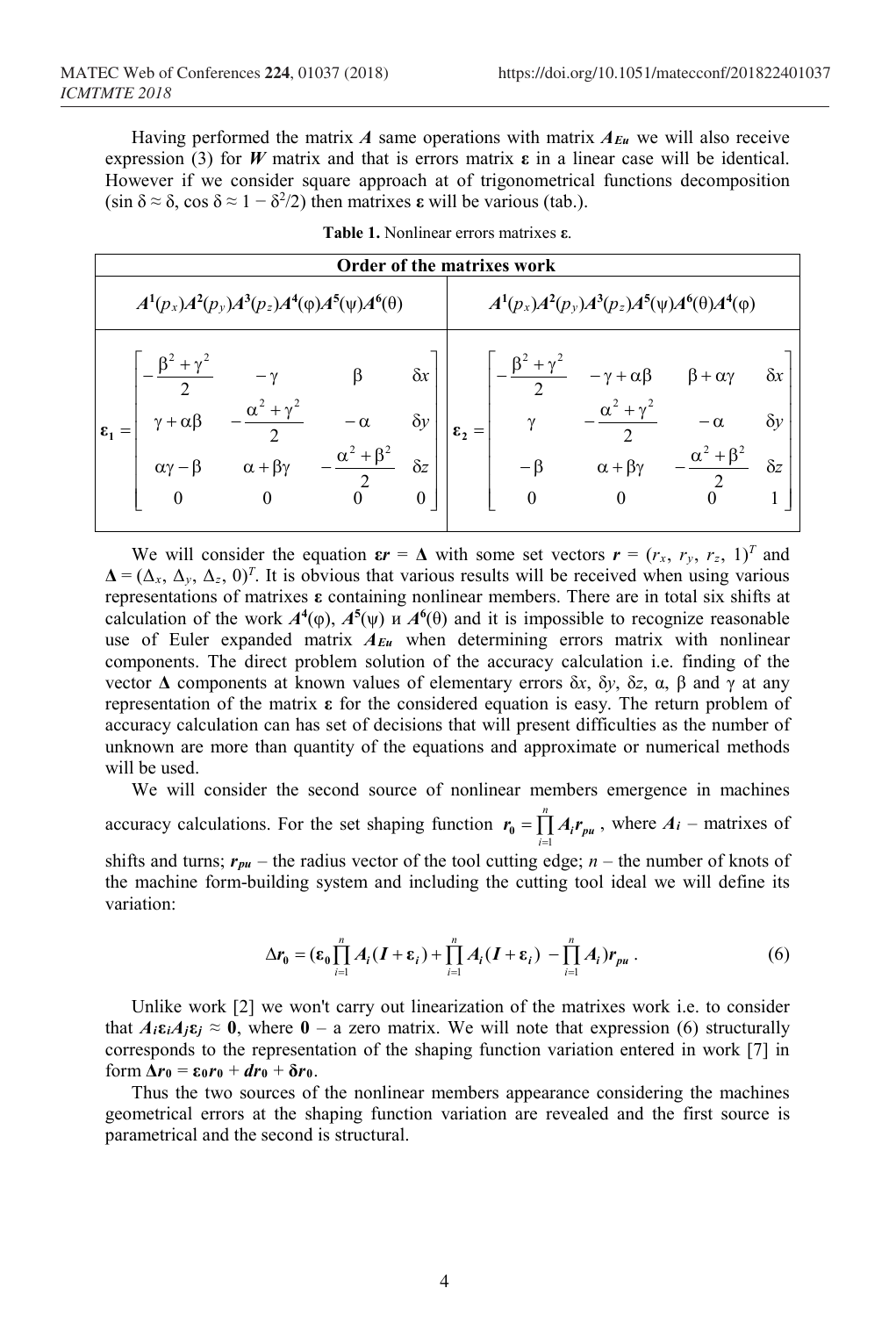Having performed the matrix $\boldsymbol{A}$ same operations with matrix $\boldsymbol{A}_{Eu}$ we will also receive expression (3) for $\boldsymbol{W}$ matrix and that is errors matrix $\boldsymbol{\varepsilon}$ in a linear case will be identical. However if we consider square approach at of trigonometrical functions decomposition ($\sin\delta \approx \delta$, $\cos\delta \approx 1 - \delta^2/2$) then matrixes $\boldsymbol{\varepsilon}$ will be various (tab.).

**Table 1.** Nonlinear errors matrixes $\boldsymbol{\varepsilon}$.

| Order of the matrixes work | |
|---|---|
| $\boldsymbol{A}^1(p_x)\boldsymbol{A}^2(p_y)\boldsymbol{A}^3(p_z)\boldsymbol{A}^4(\varphi)\boldsymbol{A}^5(\psi)\boldsymbol{A}^6(\theta)$ | $\boldsymbol{A}^1(p_x)\boldsymbol{A}^2(p_y)\boldsymbol{A}^3(p_z)\boldsymbol{A}^5(\psi)\boldsymbol{A}^6(\theta)\boldsymbol{A}^4(\varphi)$ |
| $\boldsymbol{\varepsilon}_1 = \begin{bmatrix} -\frac{\beta^2+\gamma^2}{2} & -\gamma & \beta & \delta x \\ \gamma+\alpha\beta & -\frac{\alpha^2+\gamma^2}{2} & -\alpha & \delta y \\ \alpha\gamma-\beta & \alpha+\beta\gamma & -\frac{\alpha^2+\beta^2}{2} & \delta z \\ 0 & 0 & 0 & 0 \end{bmatrix}$ | $\boldsymbol{\varepsilon}_2 = \begin{bmatrix} -\frac{\beta^2+\gamma^2}{2} & -\gamma+\alpha\beta & \beta+\alpha\gamma & \delta x \\ \gamma & -\frac{\alpha^2+\gamma^2}{2} & -\alpha & \delta y \\ -\beta & \alpha+\beta\gamma & -\frac{\alpha^2+\beta^2}{2} & \delta z \\ 0 & 0 & 0 & 1 \end{bmatrix}$ |

We will consider the equation $\boldsymbol{\varepsilon r} = \boldsymbol{\Delta}$ with some set vectors $\boldsymbol{r} = (r_x, r_y, r_z, 1)^T$ and $\boldsymbol{\Delta} = (\Delta_x, \Delta_y, \Delta_z, 0)^T$. It is obvious that various results will be received when using various representations of matrixes $\boldsymbol{\varepsilon}$ containing nonlinear members. There are in total six shifts at calculation of the work $\boldsymbol{A}^4(\varphi)$, $\boldsymbol{A}^5(\psi)$ и $\boldsymbol{A}^6(\theta)$ and it is impossible to recognize reasonable use of Euler expanded matrix $\boldsymbol{A}_{Eu}$ when determining errors matrix with nonlinear components. The direct problem solution of the accuracy calculation i.e. finding of the vector $\boldsymbol{\Delta}$ components at known values of elementary errors $\delta x$, $\delta y$, $\delta z$, $\alpha$, $\beta$ and $\gamma$ at any representation of the matrix $\boldsymbol{\varepsilon}$ for the considered equation is easy. The return problem of accuracy calculation can has set of decisions that will present difficulties as the number of unknown are more than quantity of the equations and approximate or numerical methods will be used.

We will consider the second source of nonlinear members emergence in machines accuracy calculations. For the set shaping function $\boldsymbol{r_0} = \prod_{i=1}^{n} \boldsymbol{A_i r_{pu}}$, where $\boldsymbol{A_i}$ – matrixes of shifts and turns; $\boldsymbol{r_{pu}}$ – the radius vector of the tool cutting edge; $n$ – the number of knots of the machine form-building system and including the cutting tool ideal we will define its variation:

$$\Delta \boldsymbol{r_0} = (\boldsymbol{\varepsilon_0} \prod_{i=1}^{n} \boldsymbol{A}_i(\boldsymbol{I} + \boldsymbol{\varepsilon}_i) + \prod_{i=1}^{n} \boldsymbol{A}_i(\boldsymbol{I} + \boldsymbol{\varepsilon}_i) - \prod_{i=1}^{n} \boldsymbol{A}_i)\boldsymbol{r_{pu}}. \tag{6}$$

Unlike work [2] we won't carry out linearization of the matrixes work i.e. to consider that $\boldsymbol{A_i \varepsilon_i A_j \varepsilon_j} \approx \boldsymbol{0}$, where $\boldsymbol{0}$ – a zero matrix. We will note that expression (6) structurally corresponds to the representation of the shaping function variation entered in work [7] in form $\boldsymbol{\Delta r_0} = \boldsymbol{\varepsilon_0 r_0} + \boldsymbol{dr_0} + \boldsymbol{\delta r_0}$.

Thus the two sources of the nonlinear members appearance considering the machines geometrical errors at the shaping function variation are revealed and the first source is parametrical and the second is structural.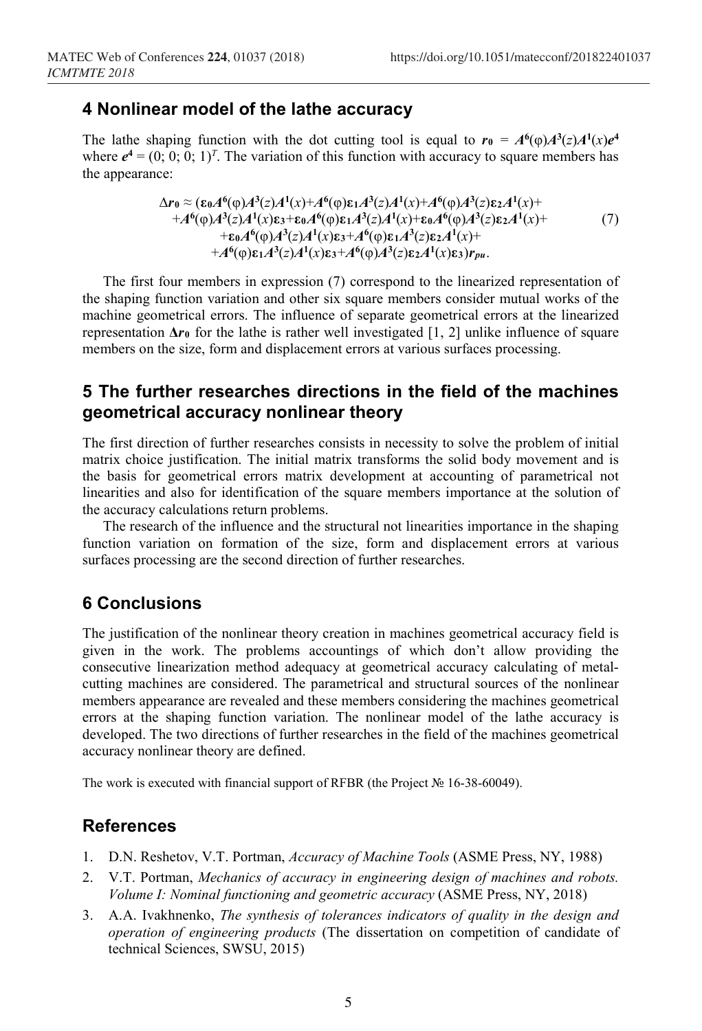## 4 Nonlinear model of the lathe accuracy

The lathe shaping function with the dot cutting tool is equal to $\boldsymbol{r_0} = \boldsymbol{A^6}(\varphi)\boldsymbol{A^3}(z)\boldsymbol{A^1}(x)\boldsymbol{e^4}$ where $\boldsymbol{e^4} = (0; 0; 0; 1)^T$. The variation of this function with accuracy to square members has the appearance:

$$
\begin{aligned}
\Delta \boldsymbol{r_0} \approx (&\boldsymbol{\varepsilon_0}\boldsymbol{A^6}(\varphi)\boldsymbol{A^3}(z)\boldsymbol{A^1}(x)+\boldsymbol{A^6}(\varphi)\boldsymbol{\varepsilon_1}\boldsymbol{A^3}(z)\boldsymbol{A^1}(x)+\boldsymbol{A^6}(\varphi)\boldsymbol{A^3}(z)\boldsymbol{\varepsilon_2}\boldsymbol{A^1}(x)+\\
&+\boldsymbol{A^6}(\varphi)\boldsymbol{A^3}(z)\boldsymbol{A^1}(x)\boldsymbol{\varepsilon_3}+\boldsymbol{\varepsilon_0}\boldsymbol{A^6}(\varphi)\boldsymbol{\varepsilon_1}\boldsymbol{A^3}(z)\boldsymbol{A^1}(x)+\boldsymbol{\varepsilon_0}\boldsymbol{A^6}(\varphi)\boldsymbol{A^3}(z)\boldsymbol{\varepsilon_2}\boldsymbol{A^1}(x)+\\
&+\boldsymbol{\varepsilon_0}\boldsymbol{A^6}(\varphi)\boldsymbol{A^3}(z)\boldsymbol{A^1}(x)\boldsymbol{\varepsilon_3}+\boldsymbol{A^6}(\varphi)\boldsymbol{\varepsilon_1}\boldsymbol{A^3}(z)\boldsymbol{\varepsilon_2}\boldsymbol{A^1}(x)+\\
&+\boldsymbol{A^6}(\varphi)\boldsymbol{\varepsilon_1}\boldsymbol{A^3}(z)\boldsymbol{A^1}(x)\boldsymbol{\varepsilon_3}+\boldsymbol{A^6}(\varphi)\boldsymbol{A^3}(z)\boldsymbol{\varepsilon_2}\boldsymbol{A^1}(x)\boldsymbol{\varepsilon_3})\boldsymbol{r_{pu}}.
\end{aligned}
\tag{7}
$$

The first four members in expression (7) correspond to the linearized representation of the shaping function variation and other six square members consider mutual works of the machine geometrical errors. The influence of separate geometrical errors at the linearized representation $\boldsymbol{\Delta r_0}$ for the lathe is rather well investigated [1, 2] unlike influence of square members on the size, form and displacement errors at various surfaces processing.

## 5 The further researches directions in the field of the machines geometrical accuracy nonlinear theory

The first direction of further researches consists in necessity to solve the problem of initial matrix choice justification. The initial matrix transforms the solid body movement and is the basis for geometrical errors matrix development at accounting of parametrical not linearities and also for identification of the square members importance at the solution of the accuracy calculations return problems.

The research of the influence and the structural not linearities importance in the shaping function variation on formation of the size, form and displacement errors at various surfaces processing are the second direction of further researches.

## 6 Conclusions

The justification of the nonlinear theory creation in machines geometrical accuracy field is given in the work. The problems accountings of which don't allow providing the consecutive linearization method adequacy at geometrical accuracy calculating of metal-cutting machines are considered. The parametrical and structural sources of the nonlinear members appearance are revealed and these members considering the machines geometrical errors at the shaping function variation. The nonlinear model of the lathe accuracy is developed. The two directions of further researches in the field of the machines geometrical accuracy nonlinear theory are defined.

The work is executed with financial support of RFBR (the Project № 16-38-60049).

## References

1. D.N. Reshetov, V.T. Portman, *Accuracy of Machine Tools* (ASME Press, NY, 1988)
2. V.T. Portman, *Mechanics of accuracy in engineering design of machines and robots. Volume I: Nominal functioning and geometric accuracy* (ASME Press, NY, 2018)
3. A.A. Ivakhnenko, *The synthesis of tolerances indicators of quality in the design and operation of engineering products* (The dissertation on competition of candidate of technical Sciences, SWSU, 2015)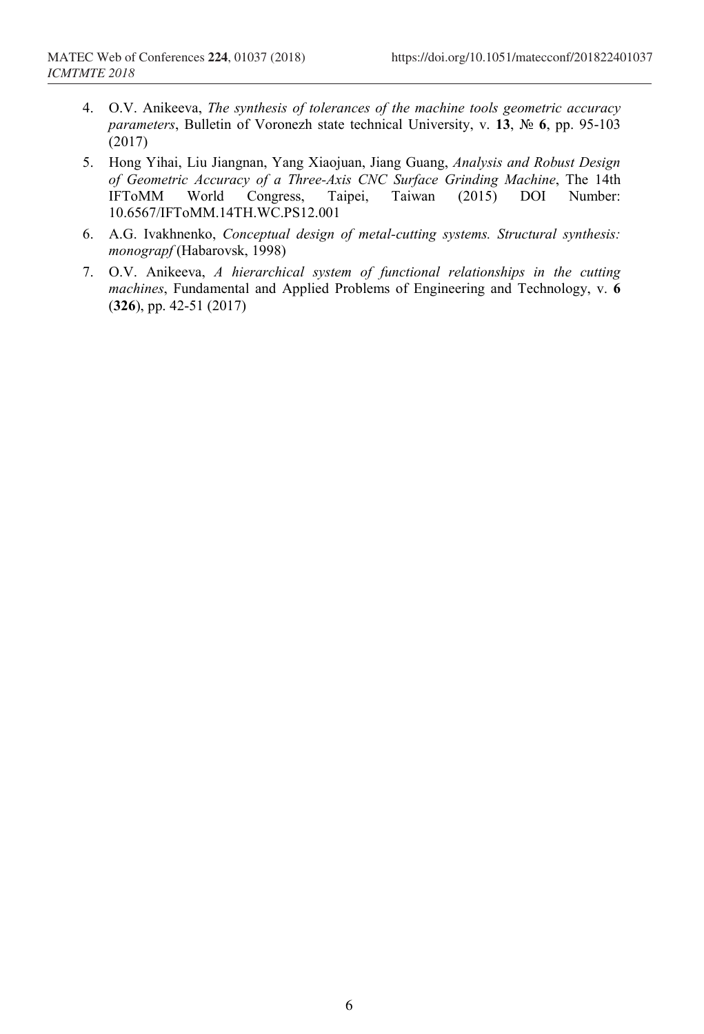4. O.V. Anikeeva, *The synthesis of tolerances of the machine tools geometric accuracy parameters*, Bulletin of Voronezh state technical University, v. **13**, № **6**, pp. 95-103 (2017)
5. Hong Yihai, Liu Jiangnan, Yang Xiaojuan, Jiang Guang, *Analysis and Robust Design of Geometric Accuracy of a Three-Axis CNC Surface Grinding Machine*, The 14th IFToMM World Congress, Taipei, Taiwan (2015) DOI Number: 10.6567/IFToMM.14TH.WC.PS12.001
6. A.G. Ivakhnenko, *Conceptual design of metal-cutting systems. Structural synthesis: monograpf* (Habarovsk, 1998)
7. O.V. Anikeeva, *A hierarchical system of functional relationships in the cutting machines*, Fundamental and Applied Problems of Engineering and Technology, v. **6** (**326**), pp. 42-51 (2017)